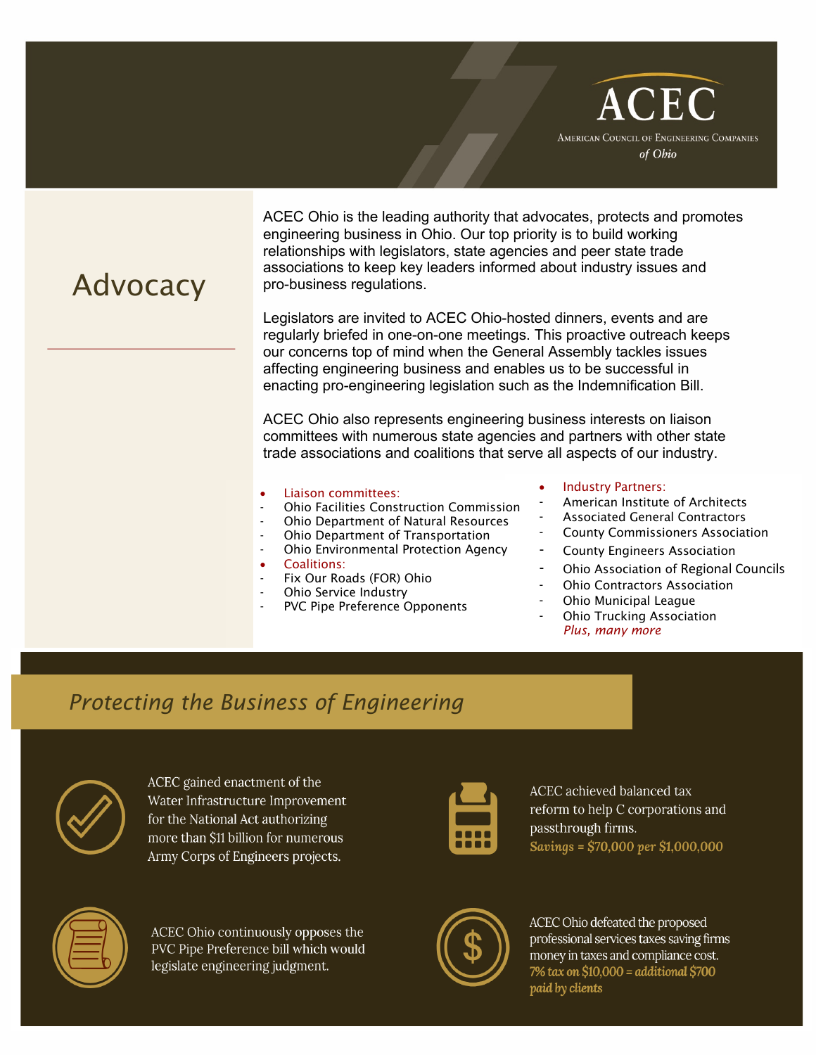ACEC

American Council of Engineering Companies *of Ohio*

# Advocacy

ACEC Ohio is the leading authority that advocates, protects and promotes engineering business in Ohio. Our top priority is to build working relationships with legislators, state agencies and peer state trade associations to keep key leaders informed about industry issues and pro-business regulations.

Legislators are invited to ACEC Ohio-hosted dinners, events and are regularly briefed in one-on-one meetings. This proactive outreach keeps our concerns top of mind when the General Assembly tackles issues affecting engineering business and enables us to be successful in enacting pro-engineering legislation such as the Indemnification Bill.

ACEC Ohio also represents engineering business interests on liaison committees with numerous state agencies and partners with other state trade associations and coalitions that serve all aspects of our industry.

- Liaison committees:
  - Ohio Facilities Construction Commission
  - Ohio Department of Natural Resources
  - Ohio Department of Transportation
  - Ohio Environmental Protection Agency
- Coalitions:
  - Fix Our Roads (FOR) Ohio
  - Ohio Service Industry
  - PVC Pipe Preference Opponents
- Industry Partners:
  - American Institute of Architects
  - Associated General Contractors
  - County Commissioners Association
  - County Engineers Association
  - Ohio Association of Regional Councils
  - Ohio Contractors Association
  - Ohio Municipal League
  - Ohio Trucking Association

  *Plus, many more*

## *Protecting the Business of Engineering*

ACEC gained enactment of the Water Infrastructure Improvement for the National Act authorizing more than $11 billion for numerous Army Corps of Engineers projects.

ACEC achieved balanced tax reform to help C corporations and passthrough firms.
***Savings = $70,000 per $1,000,000***

ACEC Ohio continuously opposes the PVC Pipe Preference bill which would legislate engineering judgment.

ACEC Ohio defeated the proposed professional services taxes saving firms money in taxes and compliance cost.
***7% tax on $10,000 = additional $700 paid by clients***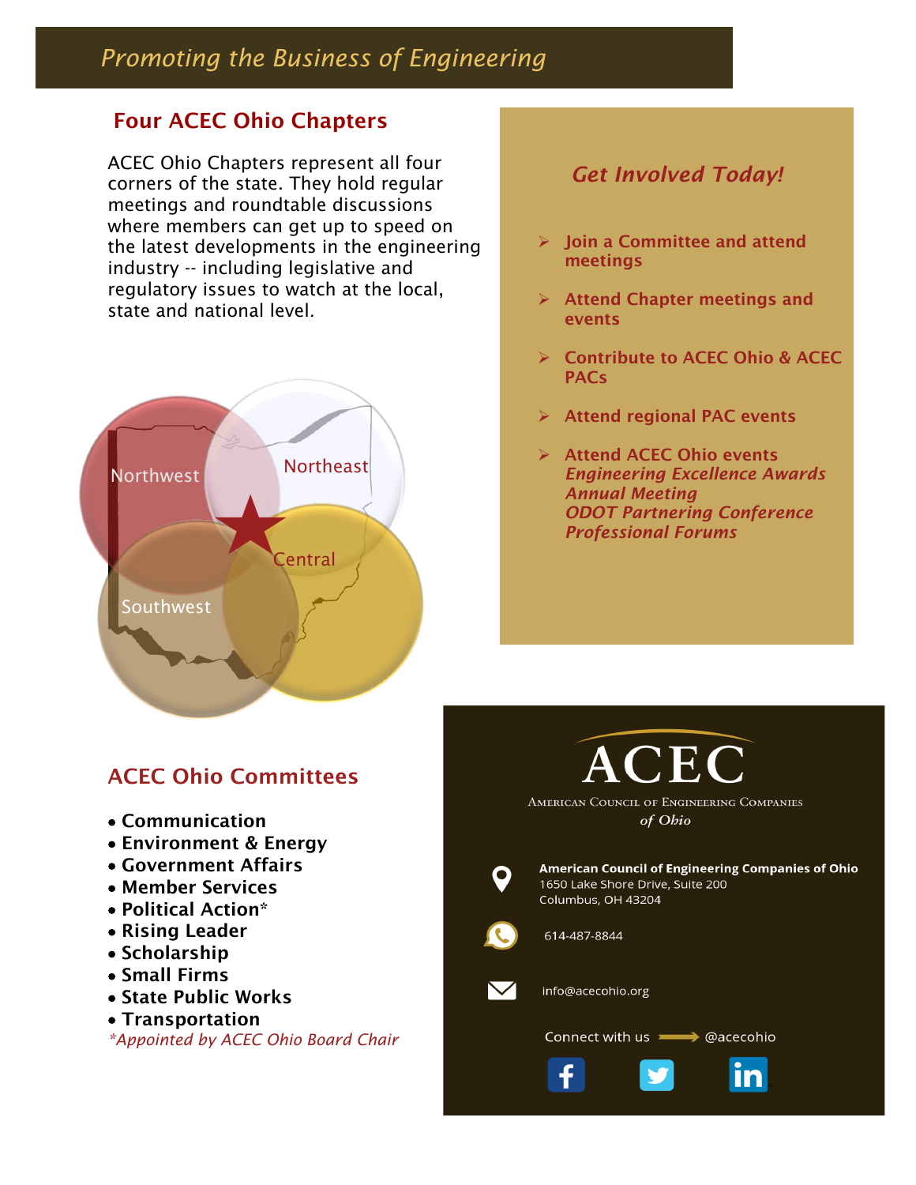*Promoting the Business of Engineering*

## Four ACEC Ohio Chapters

ACEC Ohio Chapters represent all four corners of the state. They hold regular meetings and roundtable discussions where members can get up to speed on the latest developments in the engineering industry -- including legislative and regulatory issues to watch at the local, state and national level.

Northwest

Northeast

Central

Southwest

## *Get Involved Today!*

- **Join a Committee and attend meetings**
- **Attend Chapter meetings and events**
- **Contribute to ACEC Ohio & ACEC PACs**
- **Attend regional PAC events**
- **Attend ACEC Ohio events**
  ***Engineering Excellence Awards***
  ***Annual Meeting***
  ***ODOT Partnering Conference***
  ***Professional Forums***

## ACEC Ohio Committees

- **Communication**
- **Environment & Energy**
- **Government Affairs**
- **Member Services**
- **Political Action***
- **Rising Leader**
- **Scholarship**
- **Small Firms**
- **State Public Works**
- **Transportation**

*\*Appointed by ACEC Ohio Board Chair*

ACEC

American Council of Engineering Companies *of Ohio*

**American Council of Engineering Companies of Ohio**
1650 Lake Shore Drive, Suite 200
Columbus, OH 43204

614-487-8844

info@acecohio.org

Connect with us → @acecohio